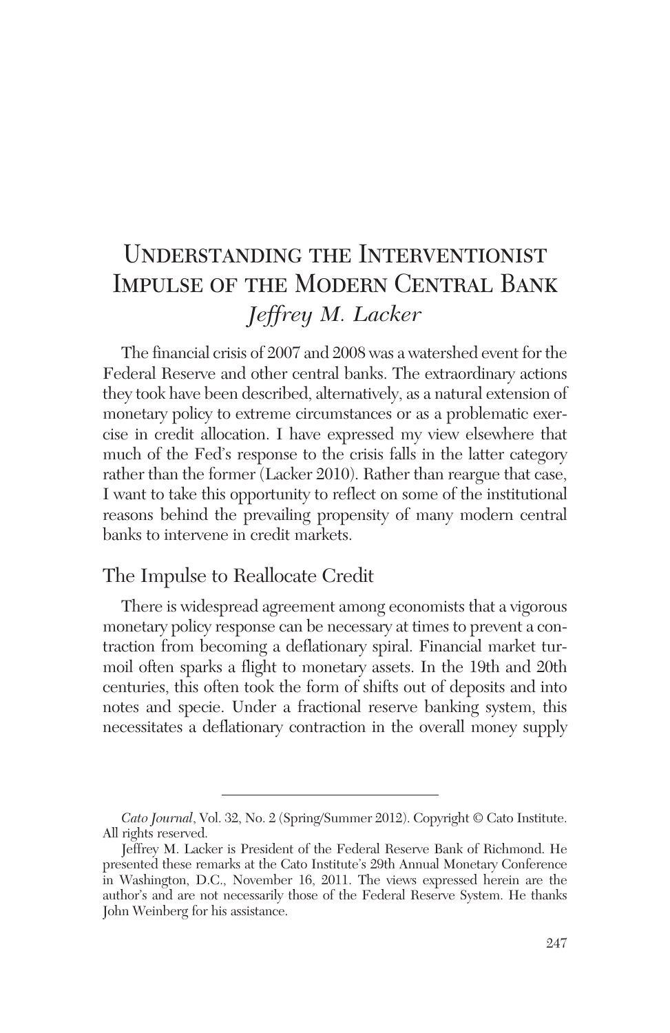# Understanding the Interventionist Impulse of the Modern Central Bank

*Jeffrey M. Lacker*

The financial crisis of 2007 and 2008 was a watershed event for the Federal Reserve and other central banks. The extraordinary actions they took have been described, alternatively, as a natural extension of monetary policy to extreme circumstances or as a problematic exercise in credit allocation. I have expressed my view elsewhere that much of the Fed's response to the crisis falls in the latter category rather than the former (Lacker 2010). Rather than reargue that case, I want to take this opportunity to reflect on some of the institutional reasons behind the prevailing propensity of many modern central banks to intervene in credit markets.

## The Impulse to Reallocate Credit

There is widespread agreement among economists that a vigorous monetary policy response can be necessary at times to prevent a contraction from becoming a deflationary spiral. Financial market turmoil often sparks a flight to monetary assets. In the 19th and 20th centuries, this often took the form of shifts out of deposits and into notes and specie. Under a fractional reserve banking system, this necessitates a deflationary contraction in the overall money supply

---

*Cato Journal*, Vol. 32, No. 2 (Spring/Summer 2012). Copyright © Cato Institute. All rights reserved.

Jeffrey M. Lacker is President of the Federal Reserve Bank of Richmond. He presented these remarks at the Cato Institute's 29th Annual Monetary Conference in Washington, D.C., November 16, 2011. The views expressed herein are the author's and are not necessarily those of the Federal Reserve System. He thanks John Weinberg for his assistance.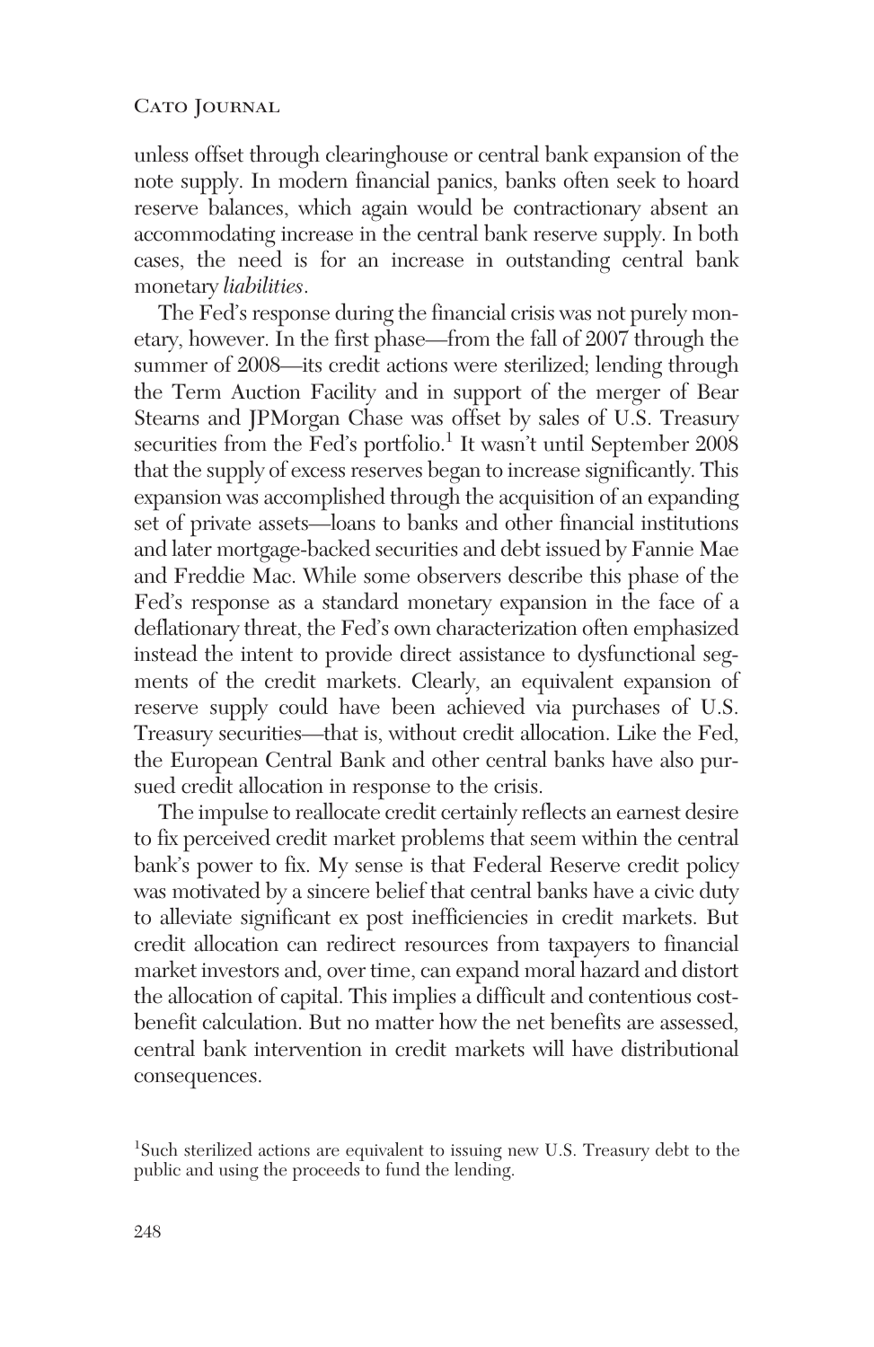unless offset through clearinghouse or central bank expansion of the note supply. In modern financial panics, banks often seek to hoard reserve balances, which again would be contractionary absent an accommodating increase in the central bank reserve supply. In both cases, the need is for an increase in outstanding central bank monetary *liabilities*.

The Fed's response during the financial crisis was not purely monetary, however. In the first phase—from the fall of 2007 through the summer of 2008—its credit actions were sterilized; lending through the Term Auction Facility and in support of the merger of Bear Stearns and JPMorgan Chase was offset by sales of U.S. Treasury securities from the Fed's portfolio.[1] It wasn't until September 2008 that the supply of excess reserves began to increase significantly. This expansion was accomplished through the acquisition of an expanding set of private assets—loans to banks and other financial institutions and later mortgage-backed securities and debt issued by Fannie Mae and Freddie Mac. While some observers describe this phase of the Fed's response as a standard monetary expansion in the face of a deflationary threat, the Fed's own characterization often emphasized instead the intent to provide direct assistance to dysfunctional segments of the credit markets. Clearly, an equivalent expansion of reserve supply could have been achieved via purchases of U.S. Treasury securities—that is, without credit allocation. Like the Fed, the European Central Bank and other central banks have also pursued credit allocation in response to the crisis.

The impulse to reallocate credit certainly reflects an earnest desire to fix perceived credit market problems that seem within the central bank's power to fix. My sense is that Federal Reserve credit policy was motivated by a sincere belief that central banks have a civic duty to alleviate significant ex post inefficiencies in credit markets. But credit allocation can redirect resources from taxpayers to financial market investors and, over time, can expand moral hazard and distort the allocation of capital. This implies a difficult and contentious cost-benefit calculation. But no matter how the net benefits are assessed, central bank intervention in credit markets will have distributional consequences.

[1] Such sterilized actions are equivalent to issuing new U.S. Treasury debt to the public and using the proceeds to fund the lending.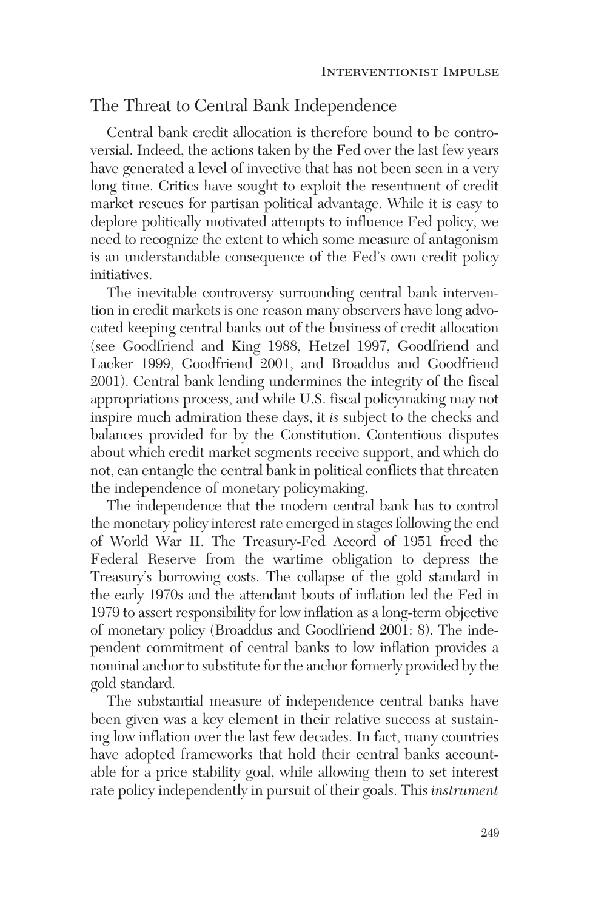## The Threat to Central Bank Independence

Central bank credit allocation is therefore bound to be controversial. Indeed, the actions taken by the Fed over the last few years have generated a level of invective that has not been seen in a very long time. Critics have sought to exploit the resentment of credit market rescues for partisan political advantage. While it is easy to deplore politically motivated attempts to influence Fed policy, we need to recognize the extent to which some measure of antagonism is an understandable consequence of the Fed's own credit policy initiatives.

The inevitable controversy surrounding central bank intervention in credit markets is one reason many observers have long advocated keeping central banks out of the business of credit allocation (see Goodfriend and King 1988, Hetzel 1997, Goodfriend and Lacker 1999, Goodfriend 2001, and Broaddus and Goodfriend 2001). Central bank lending undermines the integrity of the fiscal appropriations process, and while U.S. fiscal policymaking may not inspire much admiration these days, it *is* subject to the checks and balances provided for by the Constitution. Contentious disputes about which credit market segments receive support, and which do not, can entangle the central bank in political conflicts that threaten the independence of monetary policymaking.

The independence that the modern central bank has to control the monetary policy interest rate emerged in stages following the end of World War II. The Treasury-Fed Accord of 1951 freed the Federal Reserve from the wartime obligation to depress the Treasury's borrowing costs. The collapse of the gold standard in the early 1970s and the attendant bouts of inflation led the Fed in 1979 to assert responsibility for low inflation as a long-term objective of monetary policy (Broaddus and Goodfriend 2001: 8). The independent commitment of central banks to low inflation provides a nominal anchor to substitute for the anchor formerly provided by the gold standard.

The substantial measure of independence central banks have been given was a key element in their relative success at sustaining low inflation over the last few decades. In fact, many countries have adopted frameworks that hold their central banks accountable for a price stability goal, while allowing them to set interest rate policy independently in pursuit of their goals. This *instrument*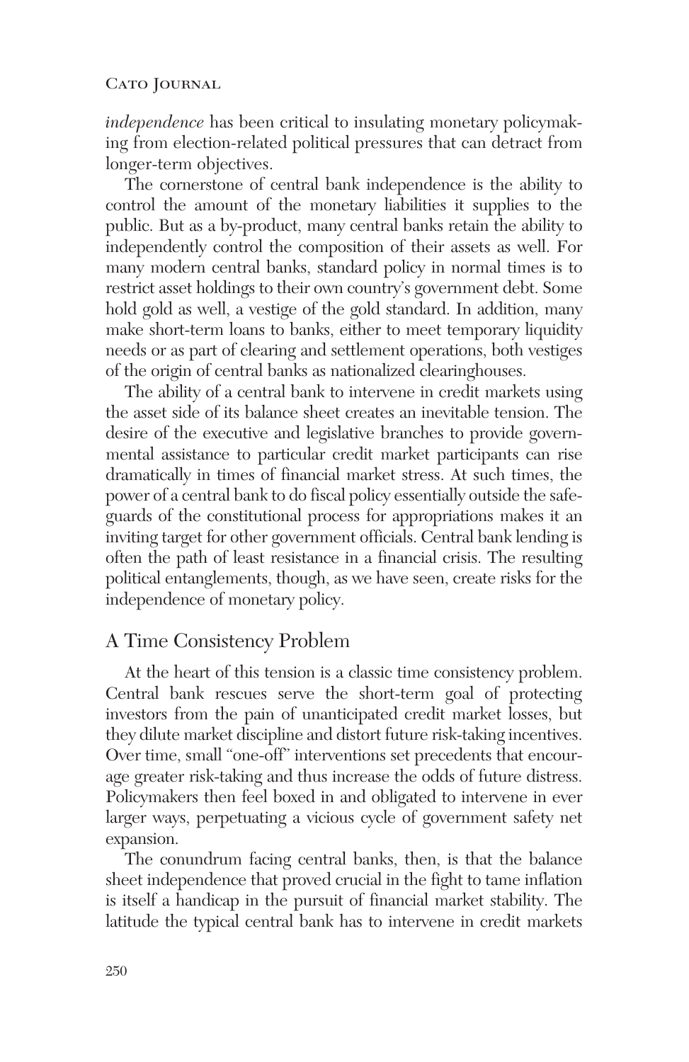*independence* has been critical to insulating monetary policymaking from election-related political pressures that can detract from longer-term objectives.

The cornerstone of central bank independence is the ability to control the amount of the monetary liabilities it supplies to the public. But as a by-product, many central banks retain the ability to independently control the composition of their assets as well. For many modern central banks, standard policy in normal times is to restrict asset holdings to their own country's government debt. Some hold gold as well, a vestige of the gold standard. In addition, many make short-term loans to banks, either to meet temporary liquidity needs or as part of clearing and settlement operations, both vestiges of the origin of central banks as nationalized clearinghouses.

The ability of a central bank to intervene in credit markets using the asset side of its balance sheet creates an inevitable tension. The desire of the executive and legislative branches to provide governmental assistance to particular credit market participants can rise dramatically in times of financial market stress. At such times, the power of a central bank to do fiscal policy essentially outside the safeguards of the constitutional process for appropriations makes it an inviting target for other government officials. Central bank lending is often the path of least resistance in a financial crisis. The resulting political entanglements, though, as we have seen, create risks for the independence of monetary policy.

## A Time Consistency Problem

At the heart of this tension is a classic time consistency problem. Central bank rescues serve the short-term goal of protecting investors from the pain of unanticipated credit market losses, but they dilute market discipline and distort future risk-taking incentives. Over time, small "one-off" interventions set precedents that encourage greater risk-taking and thus increase the odds of future distress. Policymakers then feel boxed in and obligated to intervene in ever larger ways, perpetuating a vicious cycle of government safety net expansion.

The conundrum facing central banks, then, is that the balance sheet independence that proved crucial in the fight to tame inflation is itself a handicap in the pursuit of financial market stability. The latitude the typical central bank has to intervene in credit markets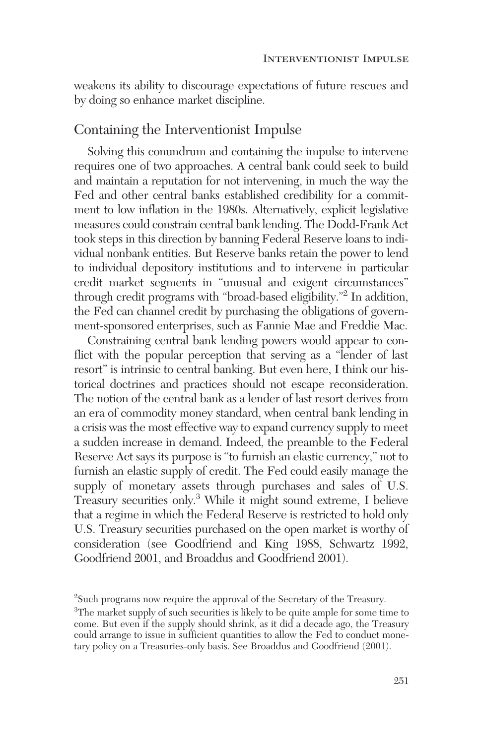weakens its ability to discourage expectations of future rescues and by doing so enhance market discipline.

## Containing the Interventionist Impulse

Solving this conundrum and containing the impulse to intervene requires one of two approaches. A central bank could seek to build and maintain a reputation for not intervening, in much the way the Fed and other central banks established credibility for a commitment to low inflation in the 1980s. Alternatively, explicit legislative measures could constrain central bank lending. The Dodd-Frank Act took steps in this direction by banning Federal Reserve loans to individual nonbank entities. But Reserve banks retain the power to lend to individual depository institutions and to intervene in particular credit market segments in "unusual and exigent circumstances" through credit programs with "broad-based eligibility."[2] In addition, the Fed can channel credit by purchasing the obligations of government-sponsored enterprises, such as Fannie Mae and Freddie Mac.

Constraining central bank lending powers would appear to conflict with the popular perception that serving as a "lender of last resort" is intrinsic to central banking. But even here, I think our historical doctrines and practices should not escape reconsideration. The notion of the central bank as a lender of last resort derives from an era of commodity money standard, when central bank lending in a crisis was the most effective way to expand currency supply to meet a sudden increase in demand. Indeed, the preamble to the Federal Reserve Act says its purpose is "to furnish an elastic currency," not to furnish an elastic supply of credit. The Fed could easily manage the supply of monetary assets through purchases and sales of U.S. Treasury securities only.[3] While it might sound extreme, I believe that a regime in which the Federal Reserve is restricted to hold only U.S. Treasury securities purchased on the open market is worthy of consideration (see Goodfriend and King 1988, Schwartz 1992, Goodfriend 2001, and Broaddus and Goodfriend 2001).

[2] Such programs now require the approval of the Secretary of the Treasury.

[3] The market supply of such securities is likely to be quite ample for some time to come. But even if the supply should shrink, as it did a decade ago, the Treasury could arrange to issue in sufficient quantities to allow the Fed to conduct monetary policy on a Treasuries-only basis. See Broaddus and Goodfriend (2001).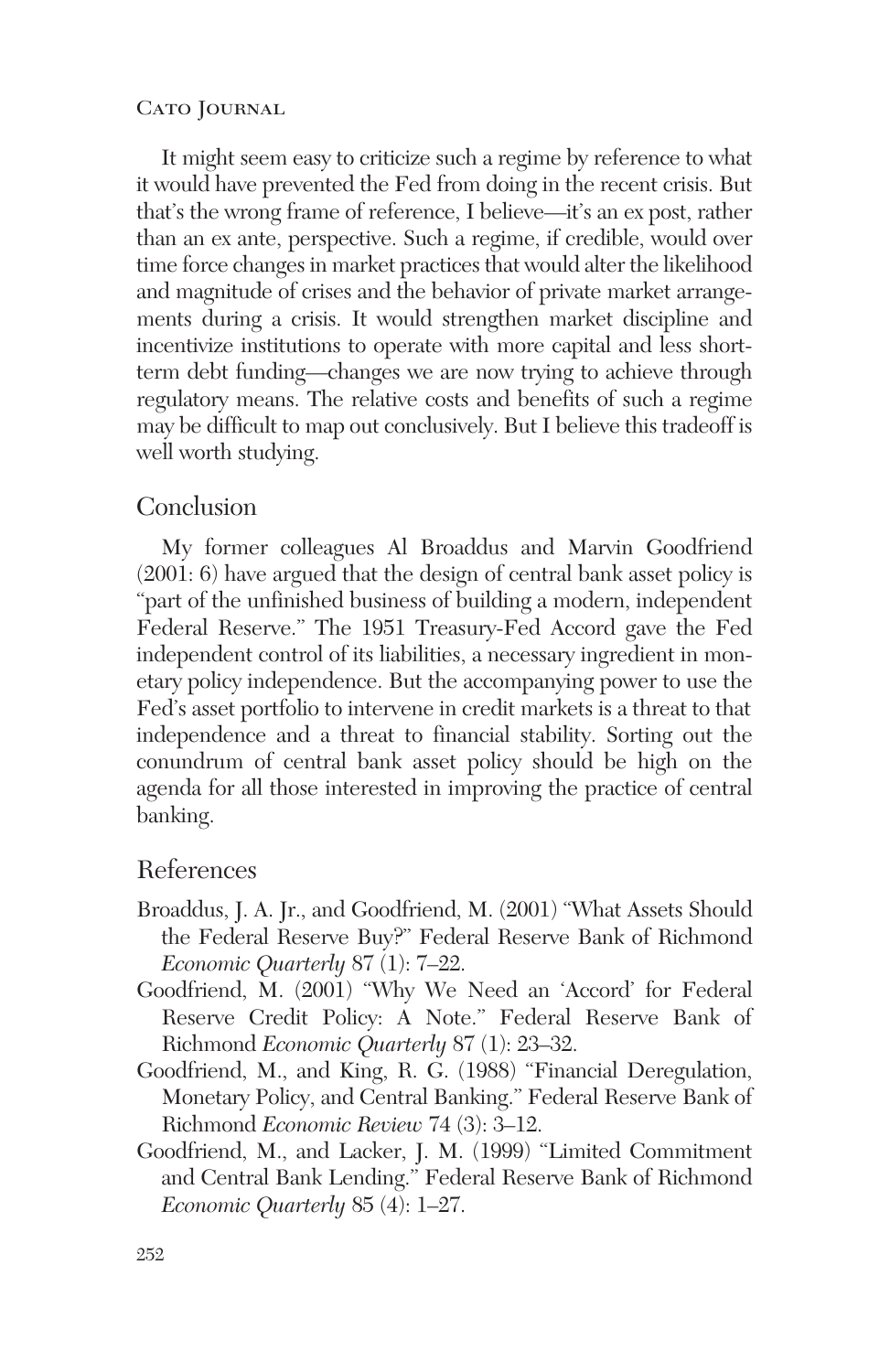It might seem easy to criticize such a regime by reference to what it would have prevented the Fed from doing in the recent crisis. But that's the wrong frame of reference, I believe—it's an ex post, rather than an ex ante, perspective. Such a regime, if credible, would over time force changes in market practices that would alter the likelihood and magnitude of crises and the behavior of private market arrangements during a crisis. It would strengthen market discipline and incentivize institutions to operate with more capital and less short-term debt funding—changes we are now trying to achieve through regulatory means. The relative costs and benefits of such a regime may be difficult to map out conclusively. But I believe this tradeoff is well worth studying.

## Conclusion

My former colleagues Al Broaddus and Marvin Goodfriend (2001: 6) have argued that the design of central bank asset policy is "part of the unfinished business of building a modern, independent Federal Reserve." The 1951 Treasury-Fed Accord gave the Fed independent control of its liabilities, a necessary ingredient in monetary policy independence. But the accompanying power to use the Fed's asset portfolio to intervene in credit markets is a threat to that independence and a threat to financial stability. Sorting out the conundrum of central bank asset policy should be high on the agenda for all those interested in improving the practice of central banking.

## References

Broaddus, J. A. Jr., and Goodfriend, M. (2001) "What Assets Should the Federal Reserve Buy?" Federal Reserve Bank of Richmond *Economic Quarterly* 87 (1): 7–22.

Goodfriend, M. (2001) "Why We Need an 'Accord' for Federal Reserve Credit Policy: A Note." Federal Reserve Bank of Richmond *Economic Quarterly* 87 (1): 23–32.

Goodfriend, M., and King, R. G. (1988) "Financial Deregulation, Monetary Policy, and Central Banking." Federal Reserve Bank of Richmond *Economic Review* 74 (3): 3–12.

Goodfriend, M., and Lacker, J. M. (1999) "Limited Commitment and Central Bank Lending." Federal Reserve Bank of Richmond *Economic Quarterly* 85 (4): 1–27.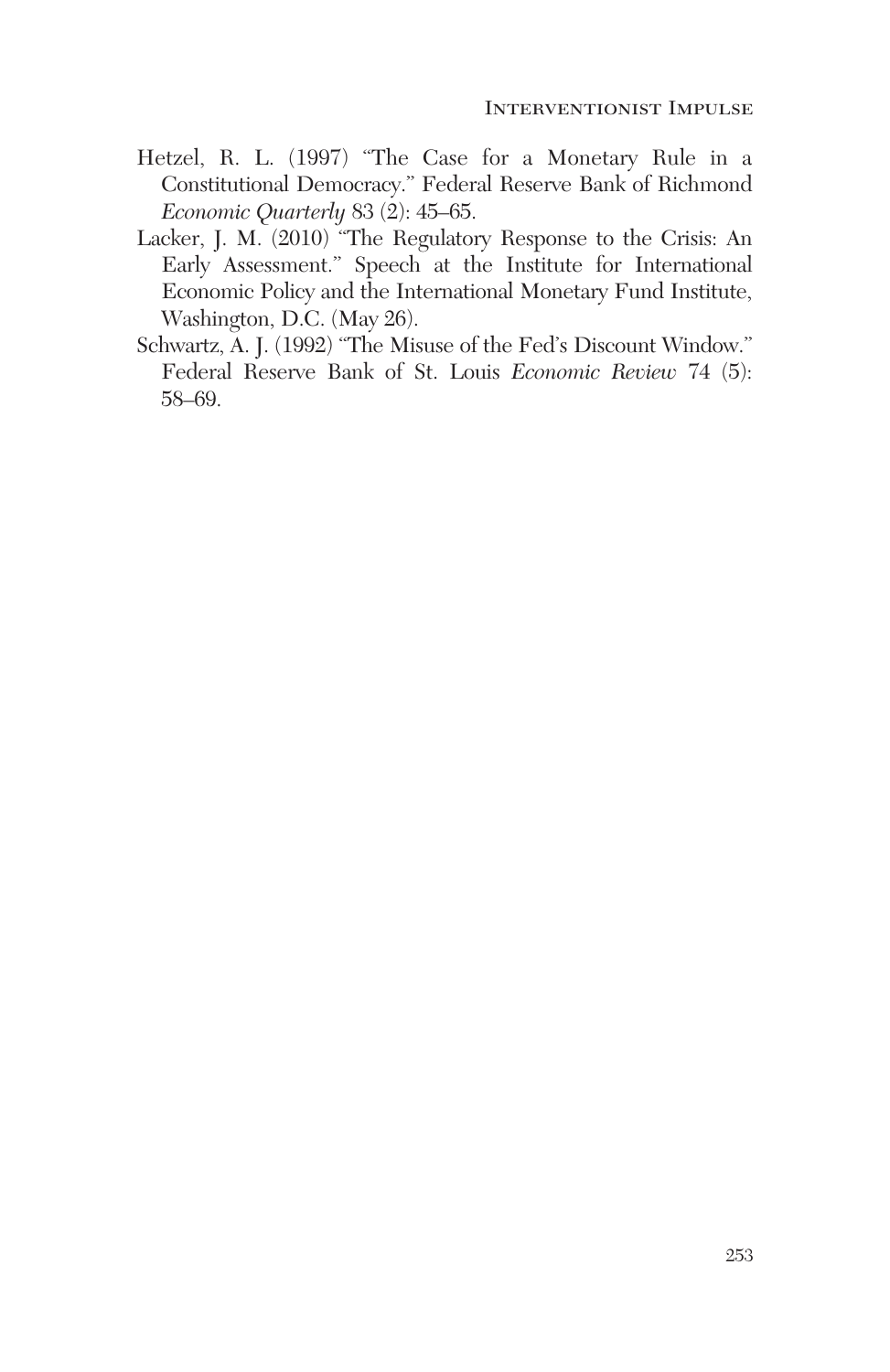Hetzel, R. L. (1997) "The Case for a Monetary Rule in a Constitutional Democracy." Federal Reserve Bank of Richmond *Economic Quarterly* 83 (2): 45–65.

Lacker, J. M. (2010) "The Regulatory Response to the Crisis: An Early Assessment." Speech at the Institute for International Economic Policy and the International Monetary Fund Institute, Washington, D.C. (May 26).

Schwartz, A. J. (1992) "The Misuse of the Fed's Discount Window." Federal Reserve Bank of St. Louis *Economic Review* 74 (5): 58–69.